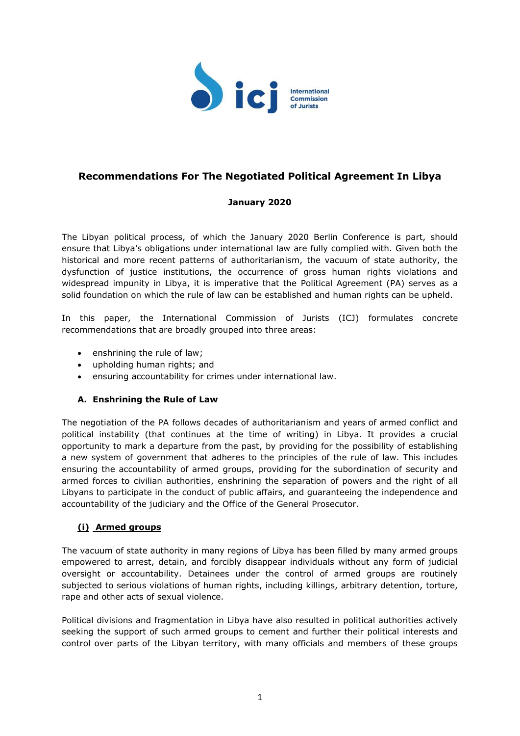# Recommendations For The Negotiated Political Agreement In Libya

**January 2020**

The Libyan political process, of which the January 2020 Berlin Conference is part, should ensure that Libya's obligations under international law are fully complied with. Given both the historical and more recent patterns of authoritarianism, the vacuum of state authority, the dysfunction of justice institutions, the occurrence of gross human rights violations and widespread impunity in Libya, it is imperative that the Political Agreement (PA) serves as a solid foundation on which the rule of law can be established and human rights can be upheld.

In this paper, the International Commission of Jurists (ICJ) formulates concrete recommendations that are broadly grouped into three areas:

- enshrining the rule of law;
- upholding human rights; and
- ensuring accountability for crimes under international law.

## A. Enshrining the Rule of Law

The negotiation of the PA follows decades of authoritarianism and years of armed conflict and political instability (that continues at the time of writing) in Libya. It provides a crucial opportunity to mark a departure from the past, by providing for the possibility of establishing a new system of government that adheres to the principles of the rule of law. This includes ensuring the accountability of armed groups, providing for the subordination of security and armed forces to civilian authorities, enshrining the separation of powers and the right of all Libyans to participate in the conduct of public affairs, and guaranteeing the independence and accountability of the judiciary and the Office of the General Prosecutor.

### (i) Armed groups

The vacuum of state authority in many regions of Libya has been filled by many armed groups empowered to arrest, detain, and forcibly disappear individuals without any form of judicial oversight or accountability. Detainees under the control of armed groups are routinely subjected to serious violations of human rights, including killings, arbitrary detention, torture, rape and other acts of sexual violence.

Political divisions and fragmentation in Libya have also resulted in political authorities actively seeking the support of such armed groups to cement and further their political interests and control over parts of the Libyan territory, with many officials and members of these groups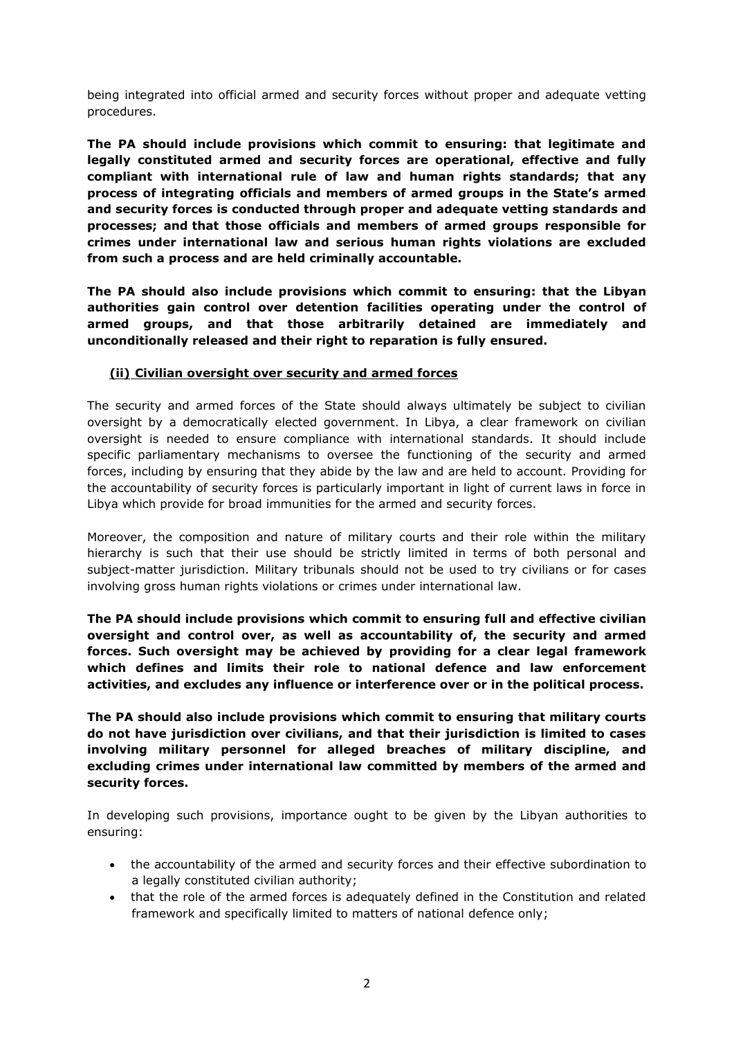being integrated into official armed and security forces without proper and adequate vetting procedures.

**The PA should include provisions which commit to ensuring: that legitimate and legally constituted armed and security forces are operational, effective and fully compliant with international rule of law and human rights standards; that any process of integrating officials and members of armed groups in the State's armed and security forces is conducted through proper and adequate vetting standards and processes; and that those officials and members of armed groups responsible for crimes under international law and serious human rights violations are excluded from such a process and are held criminally accountable.**

**The PA should also include provisions which commit to ensuring: that the Libyan authorities gain control over detention facilities operating under the control of armed groups, and that those arbitrarily detained are immediately and unconditionally released and their right to reparation is fully ensured.**

### (ii) Civilian oversight over security and armed forces

The security and armed forces of the State should always ultimately be subject to civilian oversight by a democratically elected government. In Libya, a clear framework on civilian oversight is needed to ensure compliance with international standards. It should include specific parliamentary mechanisms to oversee the functioning of the security and armed forces, including by ensuring that they abide by the law and are held to account. Providing for the accountability of security forces is particularly important in light of current laws in force in Libya which provide for broad immunities for the armed and security forces.

Moreover, the composition and nature of military courts and their role within the military hierarchy is such that their use should be strictly limited in terms of both personal and subject-matter jurisdiction. Military tribunals should not be used to try civilians or for cases involving gross human rights violations or crimes under international law.

**The PA should include provisions which commit to ensuring full and effective civilian oversight and control over, as well as accountability of, the security and armed forces. Such oversight may be achieved by providing for a clear legal framework which defines and limits their role to national defence and law enforcement activities, and excludes any influence or interference over or in the political process.**

**The PA should also include provisions which commit to ensuring that military courts do not have jurisdiction over civilians, and that their jurisdiction is limited to cases involving military personnel for alleged breaches of military discipline, and excluding crimes under international law committed by members of the armed and security forces.**

In developing such provisions, importance ought to be given by the Libyan authorities to ensuring:

- the accountability of the armed and security forces and their effective subordination to a legally constituted civilian authority;
- that the role of the armed forces is adequately defined in the Constitution and related framework and specifically limited to matters of national defence only;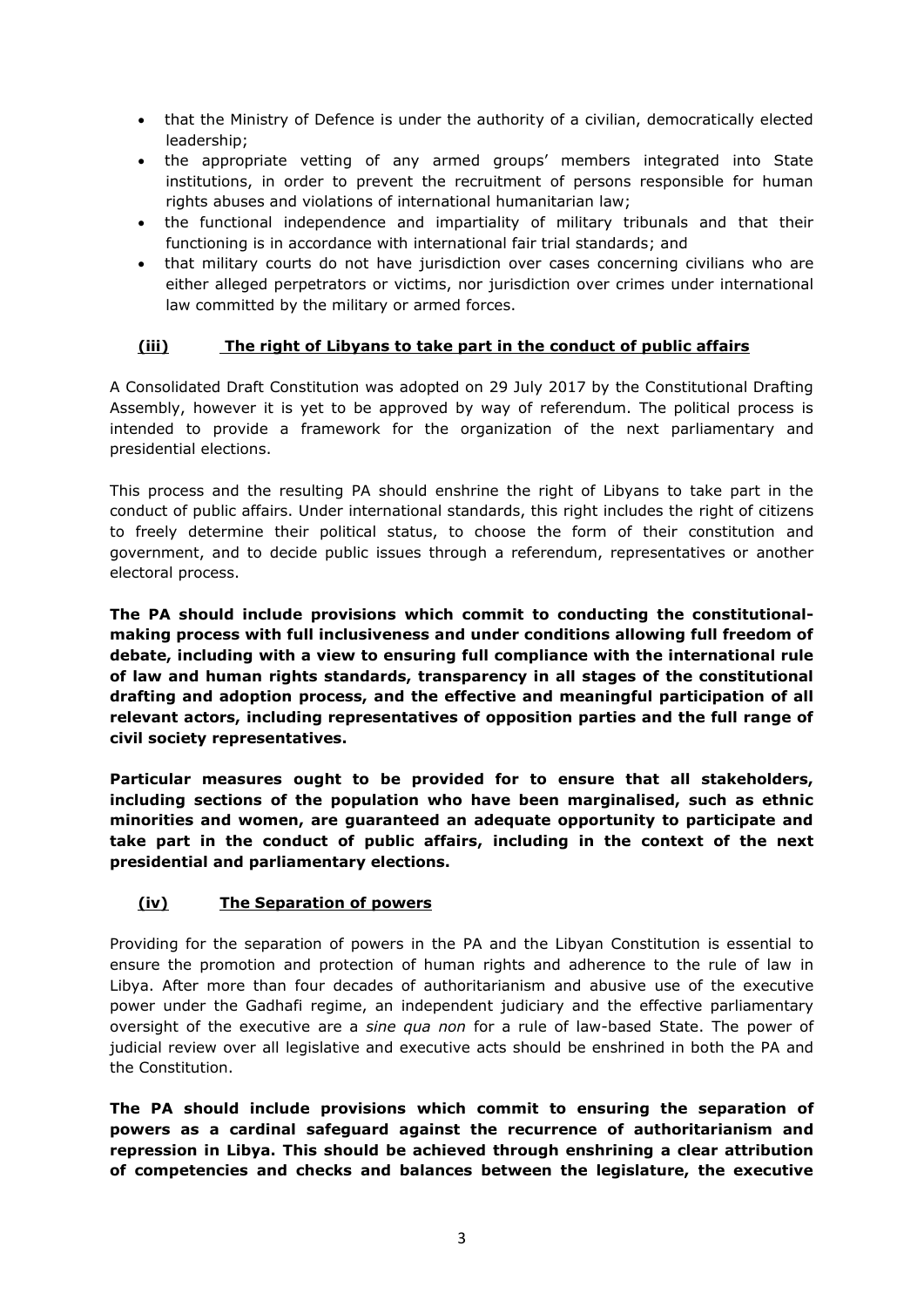- that the Ministry of Defence is under the authority of a civilian, democratically elected leadership;
- the appropriate vetting of any armed groups' members integrated into State institutions, in order to prevent the recruitment of persons responsible for human rights abuses and violations of international humanitarian law;
- the functional independence and impartiality of military tribunals and that their functioning is in accordance with international fair trial standards; and
- that military courts do not have jurisdiction over cases concerning civilians who are either alleged perpetrators or victims, nor jurisdiction over crimes under international law committed by the military or armed forces.

### <u>(iii) The right of Libyans to take part in the conduct of public affairs</u>

A Consolidated Draft Constitution was adopted on 29 July 2017 by the Constitutional Drafting Assembly, however it is yet to be approved by way of referendum. The political process is intended to provide a framework for the organization of the next parliamentary and presidential elections.

This process and the resulting PA should enshrine the right of Libyans to take part in the conduct of public affairs. Under international standards, this right includes the right of citizens to freely determine their political status, to choose the form of their constitution and government, and to decide public issues through a referendum, representatives or another electoral process.

**The PA should include provisions which commit to conducting the constitutional-making process with full inclusiveness and under conditions allowing full freedom of debate, including with a view to ensuring full compliance with the international rule of law and human rights standards, transparency in all stages of the constitutional drafting and adoption process, and the effective and meaningful participation of all relevant actors, including representatives of opposition parties and the full range of civil society representatives.**

**Particular measures ought to be provided for to ensure that all stakeholders, including sections of the population who have been marginalised, such as ethnic minorities and women, are guaranteed an adequate opportunity to participate and take part in the conduct of public affairs, including in the context of the next presidential and parliamentary elections.**

### <u>(iv) The Separation of powers</u>

Providing for the separation of powers in the PA and the Libyan Constitution is essential to ensure the promotion and protection of human rights and adherence to the rule of law in Libya. After more than four decades of authoritarianism and abusive use of the executive power under the Gadhafi regime, an independent judiciary and the effective parliamentary oversight of the executive are a *sine qua non* for a rule of law-based State. The power of judicial review over all legislative and executive acts should be enshrined in both the PA and the Constitution.

**The PA should include provisions which commit to ensuring the separation of powers as a cardinal safeguard against the recurrence of authoritarianism and repression in Libya. This should be achieved through enshrining a clear attribution of competencies and checks and balances between the legislature, the executive**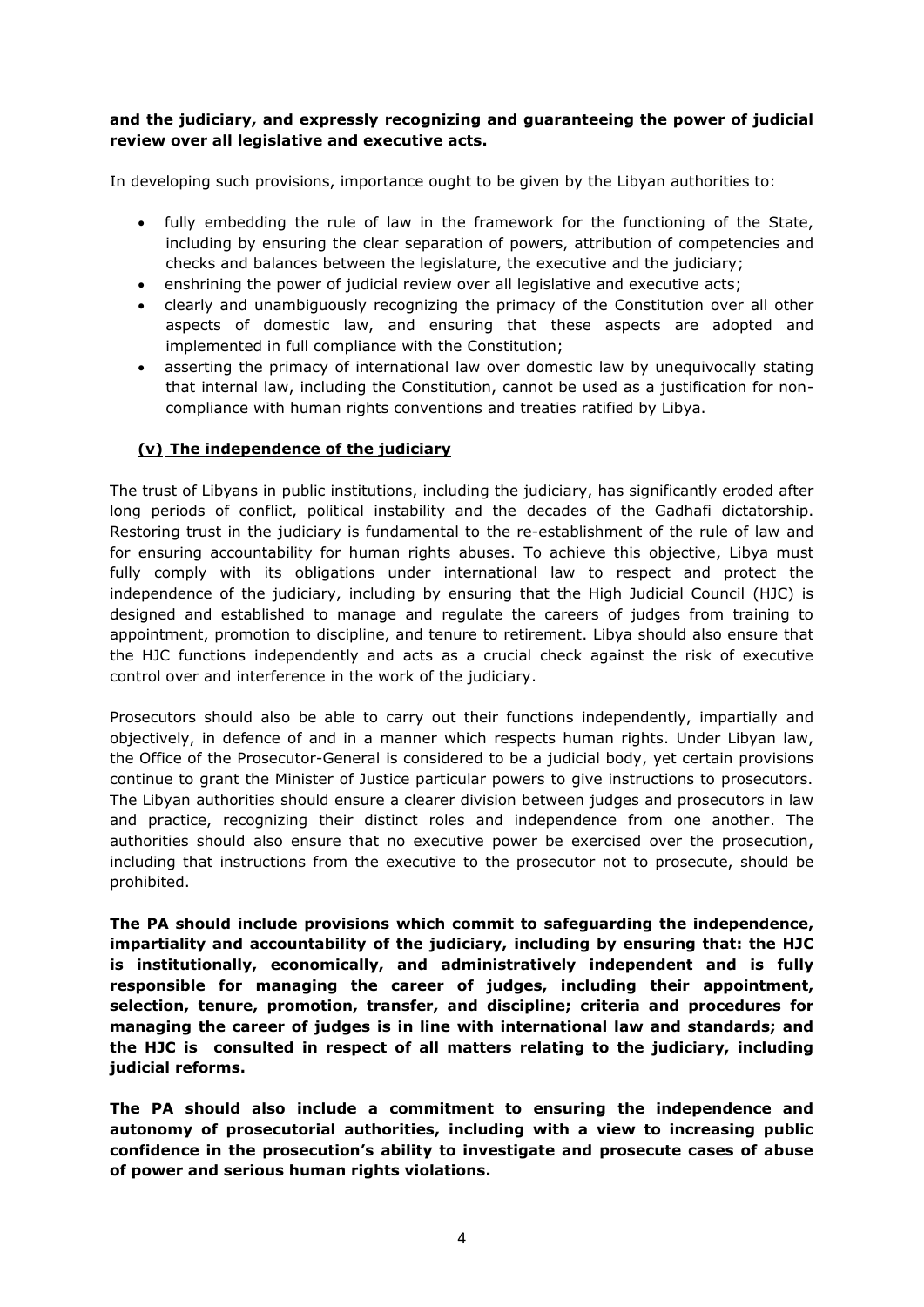**and the judiciary, and expressly recognizing and guaranteeing the power of judicial review over all legislative and executive acts.**

In developing such provisions, importance ought to be given by the Libyan authorities to:

- fully embedding the rule of law in the framework for the functioning of the State, including by ensuring the clear separation of powers, attribution of competencies and checks and balances between the legislature, the executive and the judiciary;
- enshrining the power of judicial review over all legislative and executive acts;
- clearly and unambiguously recognizing the primacy of the Constitution over all other aspects of domestic law, and ensuring that these aspects are adopted and implemented in full compliance with the Constitution;
- asserting the primacy of international law over domestic law by unequivocally stating that internal law, including the Constitution, cannot be used as a justification for non-compliance with human rights conventions and treaties ratified by Libya.

### (v) The independence of the judiciary

The trust of Libyans in public institutions, including the judiciary, has significantly eroded after long periods of conflict, political instability and the decades of the Gadhafi dictatorship. Restoring trust in the judiciary is fundamental to the re-establishment of the rule of law and for ensuring accountability for human rights abuses. To achieve this objective, Libya must fully comply with its obligations under international law to respect and protect the independence of the judiciary, including by ensuring that the High Judicial Council (HJC) is designed and established to manage and regulate the careers of judges from training to appointment, promotion to discipline, and tenure to retirement. Libya should also ensure that the HJC functions independently and acts as a crucial check against the risk of executive control over and interference in the work of the judiciary.

Prosecutors should also be able to carry out their functions independently, impartially and objectively, in defence of and in a manner which respects human rights. Under Libyan law, the Office of the Prosecutor-General is considered to be a judicial body, yet certain provisions continue to grant the Minister of Justice particular powers to give instructions to prosecutors. The Libyan authorities should ensure a clearer division between judges and prosecutors in law and practice, recognizing their distinct roles and independence from one another. The authorities should also ensure that no executive power be exercised over the prosecution, including that instructions from the executive to the prosecutor not to prosecute, should be prohibited.

**The PA should include provisions which commit to safeguarding the independence, impartiality and accountability of the judiciary, including by ensuring that: the HJC is institutionally, economically, and administratively independent and is fully responsible for managing the career of judges, including their appointment, selection, tenure, promotion, transfer, and discipline; criteria and procedures for managing the career of judges is in line with international law and standards; and the HJC is consulted in respect of all matters relating to the judiciary, including judicial reforms.**

**The PA should also include a commitment to ensuring the independence and autonomy of prosecutorial authorities, including with a view to increasing public confidence in the prosecution's ability to investigate and prosecute cases of abuse of power and serious human rights violations.**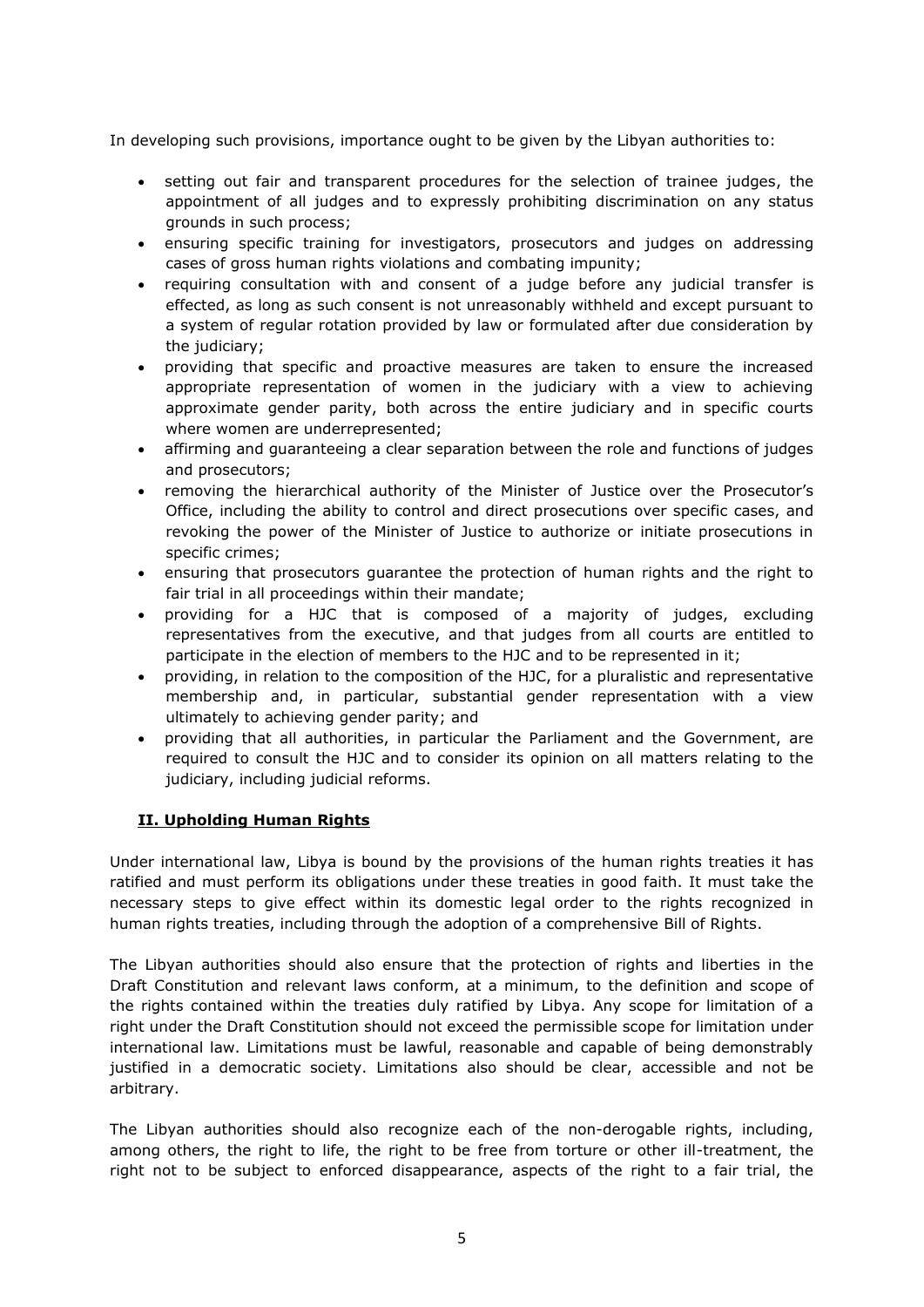In developing such provisions, importance ought to be given by the Libyan authorities to:

- setting out fair and transparent procedures for the selection of trainee judges, the appointment of all judges and to expressly prohibiting discrimination on any status grounds in such process;
- ensuring specific training for investigators, prosecutors and judges on addressing cases of gross human rights violations and combating impunity;
- requiring consultation with and consent of a judge before any judicial transfer is effected, as long as such consent is not unreasonably withheld and except pursuant to a system of regular rotation provided by law or formulated after due consideration by the judiciary;
- providing that specific and proactive measures are taken to ensure the increased appropriate representation of women in the judiciary with a view to achieving approximate gender parity, both across the entire judiciary and in specific courts where women are underrepresented;
- affirming and guaranteeing a clear separation between the role and functions of judges and prosecutors;
- removing the hierarchical authority of the Minister of Justice over the Prosecutor's Office, including the ability to control and direct prosecutions over specific cases, and revoking the power of the Minister of Justice to authorize or initiate prosecutions in specific crimes;
- ensuring that prosecutors guarantee the protection of human rights and the right to fair trial in all proceedings within their mandate;
- providing for a HJC that is composed of a majority of judges, excluding representatives from the executive, and that judges from all courts are entitled to participate in the election of members to the HJC and to be represented in it;
- providing, in relation to the composition of the HJC, for a pluralistic and representative membership and, in particular, substantial gender representation with a view ultimately to achieving gender parity; and
- providing that all authorities, in particular the Parliament and the Government, are required to consult the HJC and to consider its opinion on all matters relating to the judiciary, including judicial reforms.

## II. Upholding Human Rights

Under international law, Libya is bound by the provisions of the human rights treaties it has ratified and must perform its obligations under these treaties in good faith. It must take the necessary steps to give effect within its domestic legal order to the rights recognized in human rights treaties, including through the adoption of a comprehensive Bill of Rights.

The Libyan authorities should also ensure that the protection of rights and liberties in the Draft Constitution and relevant laws conform, at a minimum, to the definition and scope of the rights contained within the treaties duly ratified by Libya. Any scope for limitation of a right under the Draft Constitution should not exceed the permissible scope for limitation under international law. Limitations must be lawful, reasonable and capable of being demonstrably justified in a democratic society. Limitations also should be clear, accessible and not be arbitrary.

The Libyan authorities should also recognize each of the non-derogable rights, including, among others, the right to life, the right to be free from torture or other ill-treatment, the right not to be subject to enforced disappearance, aspects of the right to a fair trial, the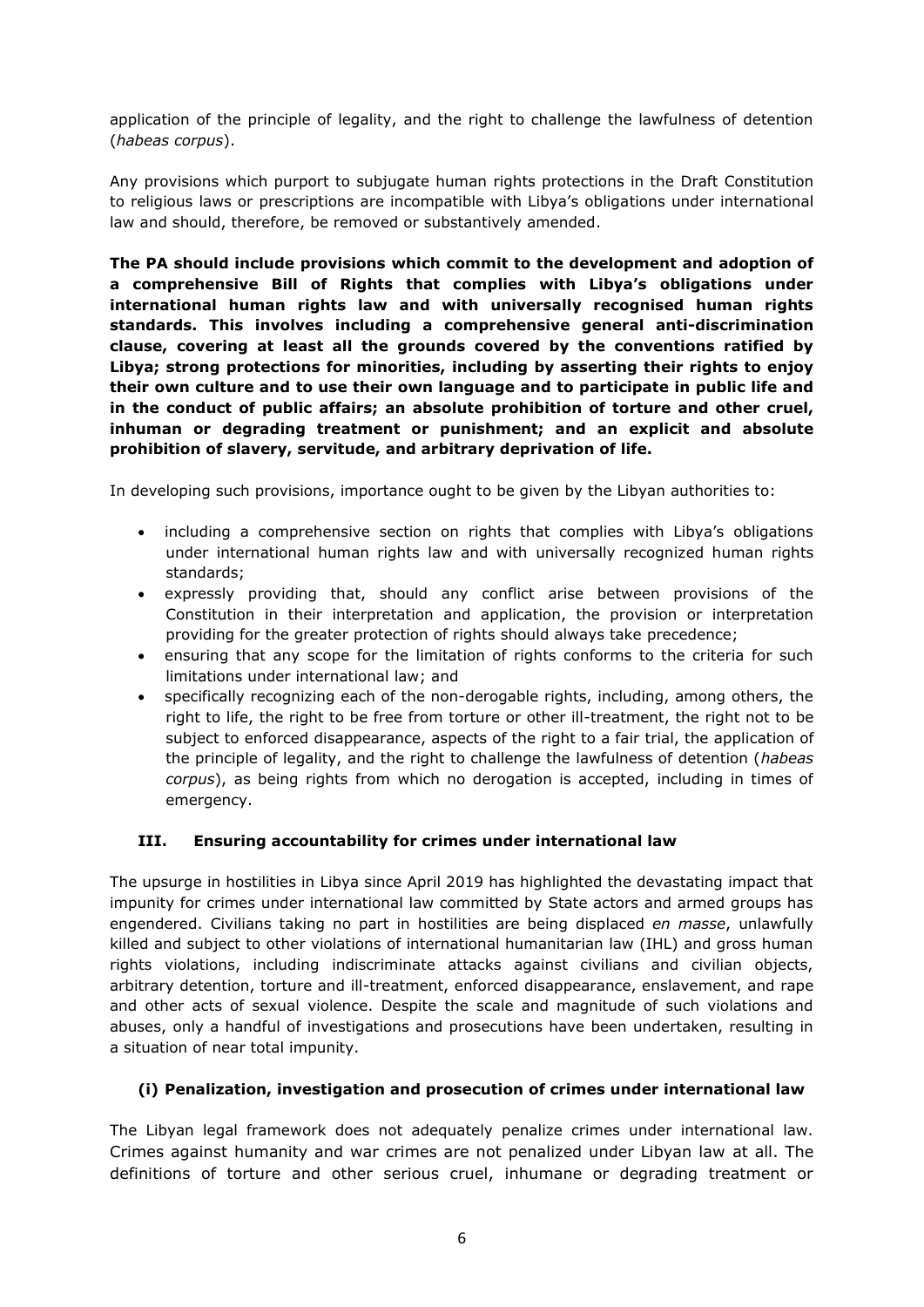application of the principle of legality, and the right to challenge the lawfulness of detention (*habeas corpus*).

Any provisions which purport to subjugate human rights protections in the Draft Constitution to religious laws or prescriptions are incompatible with Libya's obligations under international law and should, therefore, be removed or substantively amended.

**The PA should include provisions which commit to the development and adoption of a comprehensive Bill of Rights that complies with Libya's obligations under international human rights law and with universally recognised human rights standards. This involves including a comprehensive general anti-discrimination clause, covering at least all the grounds covered by the conventions ratified by Libya; strong protections for minorities, including by asserting their rights to enjoy their own culture and to use their own language and to participate in public life and in the conduct of public affairs; an absolute prohibition of torture and other cruel, inhuman or degrading treatment or punishment; and an explicit and absolute prohibition of slavery, servitude, and arbitrary deprivation of life.**

In developing such provisions, importance ought to be given by the Libyan authorities to:

- including a comprehensive section on rights that complies with Libya's obligations under international human rights law and with universally recognized human rights standards;
- expressly providing that, should any conflict arise between provisions of the Constitution in their interpretation and application, the provision or interpretation providing for the greater protection of rights should always take precedence;
- ensuring that any scope for the limitation of rights conforms to the criteria for such limitations under international law; and
- specifically recognizing each of the non-derogable rights, including, among others, the right to life, the right to be free from torture or other ill-treatment, the right not to be subject to enforced disappearance, aspects of the right to a fair trial, the application of the principle of legality, and the right to challenge the lawfulness of detention (*habeas corpus*), as being rights from which no derogation is accepted, including in times of emergency.

## III. Ensuring accountability for crimes under international law

The upsurge in hostilities in Libya since April 2019 has highlighted the devastating impact that impunity for crimes under international law committed by State actors and armed groups has engendered. Civilians taking no part in hostilities are being displaced *en masse*, unlawfully killed and subject to other violations of international humanitarian law (IHL) and gross human rights violations, including indiscriminate attacks against civilians and civilian objects, arbitrary detention, torture and ill-treatment, enforced disappearance, enslavement, and rape and other acts of sexual violence. Despite the scale and magnitude of such violations and abuses, only a handful of investigations and prosecutions have been undertaken, resulting in a situation of near total impunity.

### (i) Penalization, investigation and prosecution of crimes under international law

The Libyan legal framework does not adequately penalize crimes under international law. Crimes against humanity and war crimes are not penalized under Libyan law at all. The definitions of torture and other serious cruel, inhumane or degrading treatment or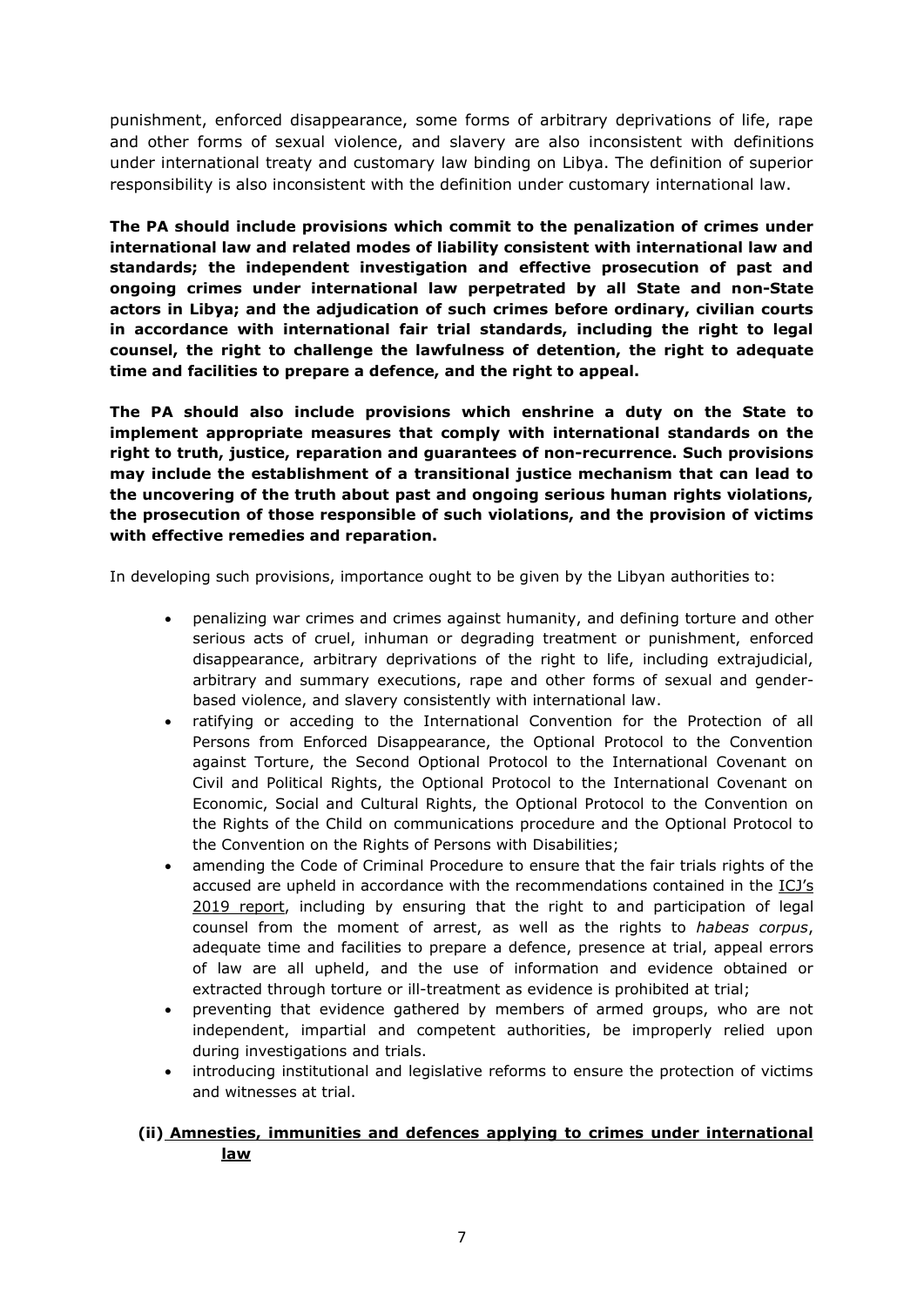punishment, enforced disappearance, some forms of arbitrary deprivations of life, rape and other forms of sexual violence, and slavery are also inconsistent with definitions under international treaty and customary law binding on Libya. The definition of superior responsibility is also inconsistent with the definition under customary international law.

**The PA should include provisions which commit to the penalization of crimes under international law and related modes of liability consistent with international law and standards; the independent investigation and effective prosecution of past and ongoing crimes under international law perpetrated by all State and non-State actors in Libya; and the adjudication of such crimes before ordinary, civilian courts in accordance with international fair trial standards, including the right to legal counsel, the right to challenge the lawfulness of detention, the right to adequate time and facilities to prepare a defence, and the right to appeal.**

**The PA should also include provisions which enshrine a duty on the State to implement appropriate measures that comply with international standards on the right to truth, justice, reparation and guarantees of non-recurrence. Such provisions may include the establishment of a transitional justice mechanism that can lead to the uncovering of the truth about past and ongoing serious human rights violations, the prosecution of those responsible of such violations, and the provision of victims with effective remedies and reparation.**

In developing such provisions, importance ought to be given by the Libyan authorities to:

- penalizing war crimes and crimes against humanity, and defining torture and other serious acts of cruel, inhuman or degrading treatment or punishment, enforced disappearance, arbitrary deprivations of the right to life, including extrajudicial, arbitrary and summary executions, rape and other forms of sexual and gender-based violence, and slavery consistently with international law.
- ratifying or acceding to the International Convention for the Protection of all Persons from Enforced Disappearance, the Optional Protocol to the Convention against Torture, the Second Optional Protocol to the International Covenant on Civil and Political Rights, the Optional Protocol to the International Covenant on Economic, Social and Cultural Rights, the Optional Protocol to the Convention on the Rights of the Child on communications procedure and the Optional Protocol to the Convention on the Rights of Persons with Disabilities;
- amending the Code of Criminal Procedure to ensure that the fair trials rights of the accused are upheld in accordance with the recommendations contained in the ICJ's 2019 report, including by ensuring that the right to and participation of legal counsel from the moment of arrest, as well as the rights to *habeas corpus*, adequate time and facilities to prepare a defence, presence at trial, appeal errors of law are all upheld, and the use of information and evidence obtained or extracted through torture or ill-treatment as evidence is prohibited at trial;
- preventing that evidence gathered by members of armed groups, who are not independent, impartial and competent authorities, be improperly relied upon during investigations and trials.
- introducing institutional and legislative reforms to ensure the protection of victims and witnesses at trial.

### (ii) Amnesties, immunities and defences applying to crimes under international law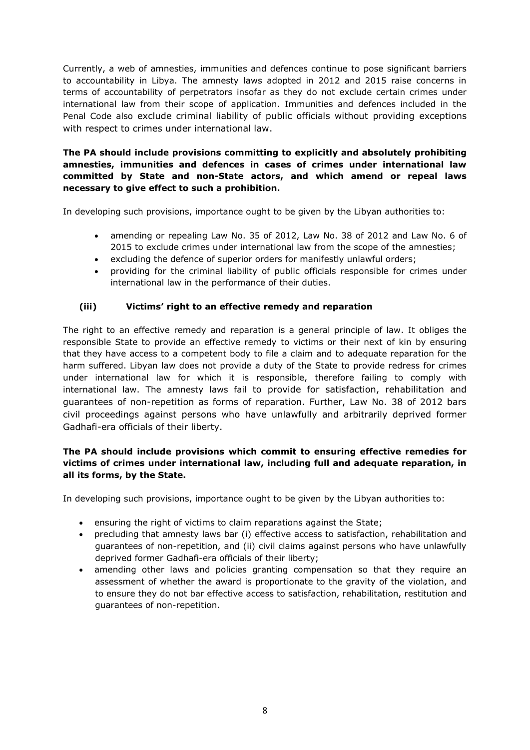Currently, a web of amnesties, immunities and defences continue to pose significant barriers to accountability in Libya. The amnesty laws adopted in 2012 and 2015 raise concerns in terms of accountability of perpetrators insofar as they do not exclude certain crimes under international law from their scope of application. Immunities and defences included in the Penal Code also exclude criminal liability of public officials without providing exceptions with respect to crimes under international law.

**The PA should include provisions committing to explicitly and absolutely prohibiting amnesties, immunities and defences in cases of crimes under international law committed by State and non-State actors, and which amend or repeal laws necessary to give effect to such a prohibition.**

In developing such provisions, importance ought to be given by the Libyan authorities to:

- amending or repealing Law No. 35 of 2012, Law No. 38 of 2012 and Law No. 6 of 2015 to exclude crimes under international law from the scope of the amnesties;
- excluding the defence of superior orders for manifestly unlawful orders;
- providing for the criminal liability of public officials responsible for crimes under international law in the performance of their duties.

### (iii) Victims' right to an effective remedy and reparation

The right to an effective remedy and reparation is a general principle of law. It obliges the responsible State to provide an effective remedy to victims or their next of kin by ensuring that they have access to a competent body to file a claim and to adequate reparation for the harm suffered. Libyan law does not provide a duty of the State to provide redress for crimes under international law for which it is responsible, therefore failing to comply with international law. The amnesty laws fail to provide for satisfaction, rehabilitation and guarantees of non-repetition as forms of reparation. Further, Law No. 38 of 2012 bars civil proceedings against persons who have unlawfully and arbitrarily deprived former Gadhafi-era officials of their liberty.

**The PA should include provisions which commit to ensuring effective remedies for victims of crimes under international law, including full and adequate reparation, in all its forms, by the State.**

In developing such provisions, importance ought to be given by the Libyan authorities to:

- ensuring the right of victims to claim reparations against the State;
- precluding that amnesty laws bar (i) effective access to satisfaction, rehabilitation and guarantees of non-repetition, and (ii) civil claims against persons who have unlawfully deprived former Gadhafi-era officials of their liberty;
- amending other laws and policies granting compensation so that they require an assessment of whether the award is proportionate to the gravity of the violation, and to ensure they do not bar effective access to satisfaction, rehabilitation, restitution and guarantees of non-repetition.